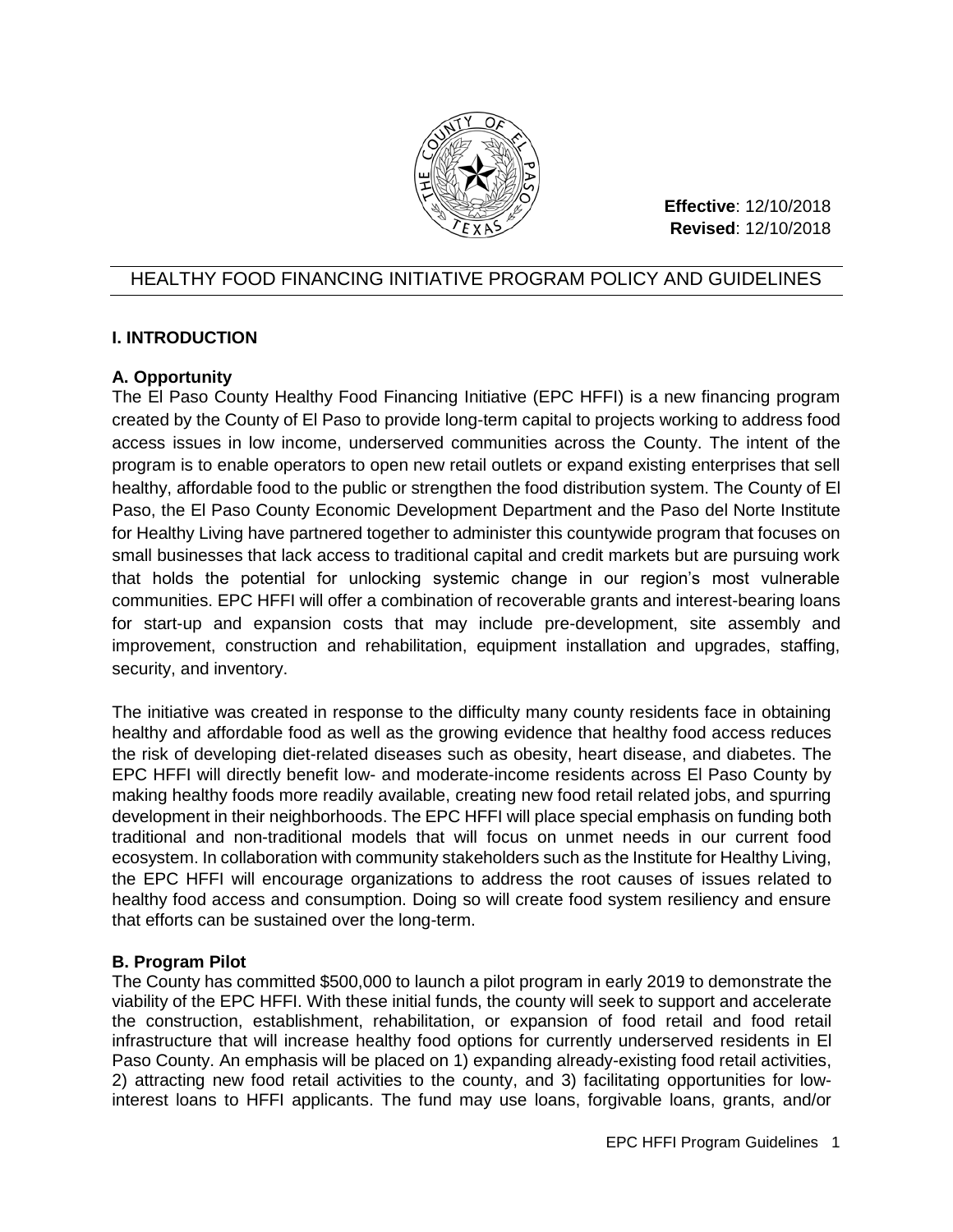**Effective**: 12/10/2018
**Revised**: 12/10/2018

# HEALTHY FOOD FINANCING INITIATIVE PROGRAM POLICY AND GUIDELINES

## I. INTRODUCTION

### A. Opportunity

The El Paso County Healthy Food Financing Initiative (EPC HFFI) is a new financing program created by the County of El Paso to provide long-term capital to projects working to address food access issues in low income, underserved communities across the County. The intent of the program is to enable operators to open new retail outlets or expand existing enterprises that sell healthy, affordable food to the public or strengthen the food distribution system. The County of El Paso, the El Paso County Economic Development Department and the Paso del Norte Institute for Healthy Living have partnered together to administer this countywide program that focuses on small businesses that lack access to traditional capital and credit markets but are pursuing work that holds the potential for unlocking systemic change in our region's most vulnerable communities. EPC HFFI will offer a combination of recoverable grants and interest-bearing loans for start-up and expansion costs that may include pre-development, site assembly and improvement, construction and rehabilitation, equipment installation and upgrades, staffing, security, and inventory.

The initiative was created in response to the difficulty many county residents face in obtaining healthy and affordable food as well as the growing evidence that healthy food access reduces the risk of developing diet-related diseases such as obesity, heart disease, and diabetes. The EPC HFFI will directly benefit low- and moderate-income residents across El Paso County by making healthy foods more readily available, creating new food retail related jobs, and spurring development in their neighborhoods. The EPC HFFI will place special emphasis on funding both traditional and non-traditional models that will focus on unmet needs in our current food ecosystem. In collaboration with community stakeholders such as the Institute for Healthy Living, the EPC HFFI will encourage organizations to address the root causes of issues related to healthy food access and consumption. Doing so will create food system resiliency and ensure that efforts can be sustained over the long-term.

### B. Program Pilot

The County has committed $500,000 to launch a pilot program in early 2019 to demonstrate the viability of the EPC HFFI. With these initial funds, the county will seek to support and accelerate the construction, establishment, rehabilitation, or expansion of food retail and food retail infrastructure that will increase healthy food options for currently underserved residents in El Paso County. An emphasis will be placed on 1) expanding already-existing food retail activities, 2) attracting new food retail activities to the county, and 3) facilitating opportunities for low-interest loans to HFFI applicants. The fund may use loans, forgivable loans, grants, and/or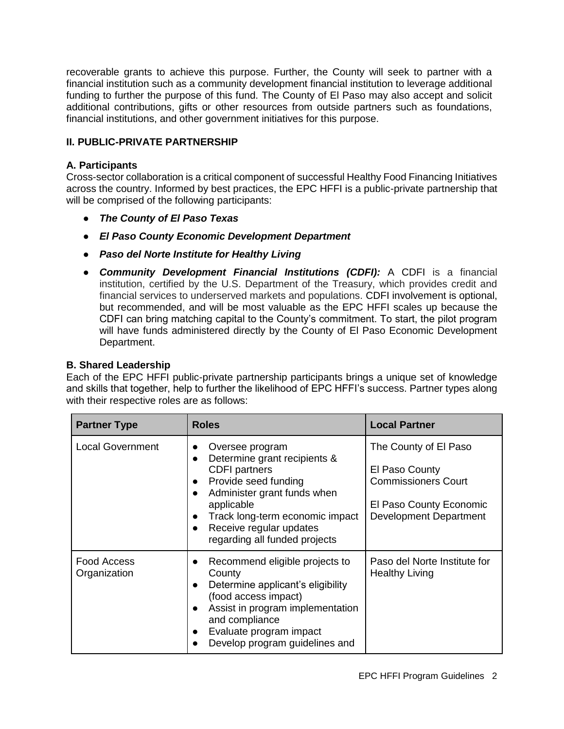recoverable grants to achieve this purpose. Further, the County will seek to partner with a financial institution such as a community development financial institution to leverage additional funding to further the purpose of this fund. The County of El Paso may also accept and solicit additional contributions, gifts or other resources from outside partners such as foundations, financial institutions, and other government initiatives for this purpose.

## II. PUBLIC-PRIVATE PARTNERSHIP

### A. Participants

Cross-sector collaboration is a critical component of successful Healthy Food Financing Initiatives across the country. Informed by best practices, the EPC HFFI is a public-private partnership that will be comprised of the following participants:

- ***The County of El Paso Texas***
- ***El Paso County Economic Development Department***
- ***Paso del Norte Institute for Healthy Living***
- ***Community Development Financial Institutions (CDFI):*** A CDFI is a financial institution, certified by the U.S. Department of the Treasury, which provides credit and financial services to underserved markets and populations. CDFI involvement is optional, but recommended, and will be most valuable as the EPC HFFI scales up because the CDFI can bring matching capital to the County's commitment. To start, the pilot program will have funds administered directly by the County of El Paso Economic Development Department.

### B. Shared Leadership

Each of the EPC HFFI public-private partnership participants brings a unique set of knowledge and skills that together, help to further the likelihood of EPC HFFI's success. Partner types along with their respective roles are as follows:

| Partner Type | Roles | Local Partner |
|---|---|---|
| Local Government | • Oversee program<br>• Determine grant recipients & CDFI partners<br>• Provide seed funding<br>• Administer grant funds when applicable<br>• Track long-term economic impact<br>• Receive regular updates regarding all funded projects | The County of El Paso<br><br>El Paso County Commissioners Court<br><br>El Paso County Economic Development Department |
| Food Access Organization | • Recommend eligible projects to County<br>• Determine applicant's eligibility (food access impact)<br>• Assist in program implementation and compliance<br>• Evaluate program impact<br>• Develop program guidelines and | Paso del Norte Institute for Healthy Living |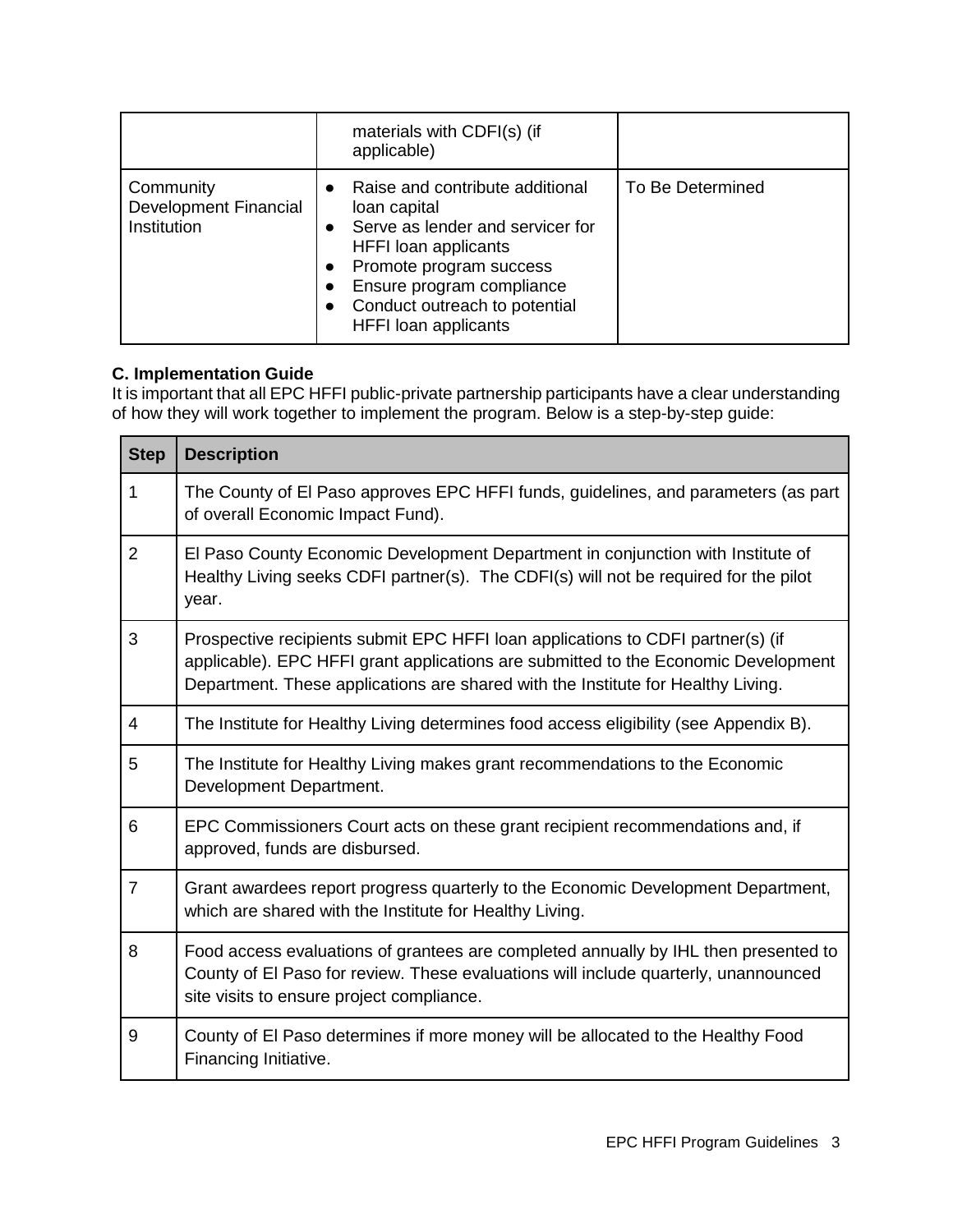| | materials with CDFI(s) (if applicable) | |
|---|---|---|
| Community Development Financial Institution | ● Raise and contribute additional loan capital<br>● Serve as lender and servicer for HFFI loan applicants<br>● Promote program success<br>● Ensure program compliance<br>● Conduct outreach to potential HFFI loan applicants | To Be Determined |

**C. Implementation Guide**

It is important that all EPC HFFI public-private partnership participants have a clear understanding of how they will work together to implement the program. Below is a step-by-step guide:

| Step | Description |
|---|---|
| 1 | The County of El Paso approves EPC HFFI funds, guidelines, and parameters (as part of overall Economic Impact Fund). |
| 2 | El Paso County Economic Development Department in conjunction with Institute of Healthy Living seeks CDFI partner(s). The CDFI(s) will not be required for the pilot year. |
| 3 | Prospective recipients submit EPC HFFI loan applications to CDFI partner(s) (if applicable). EPC HFFI grant applications are submitted to the Economic Development Department. These applications are shared with the Institute for Healthy Living. |
| 4 | The Institute for Healthy Living determines food access eligibility (see Appendix B). |
| 5 | The Institute for Healthy Living makes grant recommendations to the Economic Development Department. |
| 6 | EPC Commissioners Court acts on these grant recipient recommendations and, if approved, funds are disbursed. |
| 7 | Grant awardees report progress quarterly to the Economic Development Department, which are shared with the Institute for Healthy Living. |
| 8 | Food access evaluations of grantees are completed annually by IHL then presented to County of El Paso for review. These evaluations will include quarterly, unannounced site visits to ensure project compliance. |
| 9 | County of El Paso determines if more money will be allocated to the Healthy Food Financing Initiative. |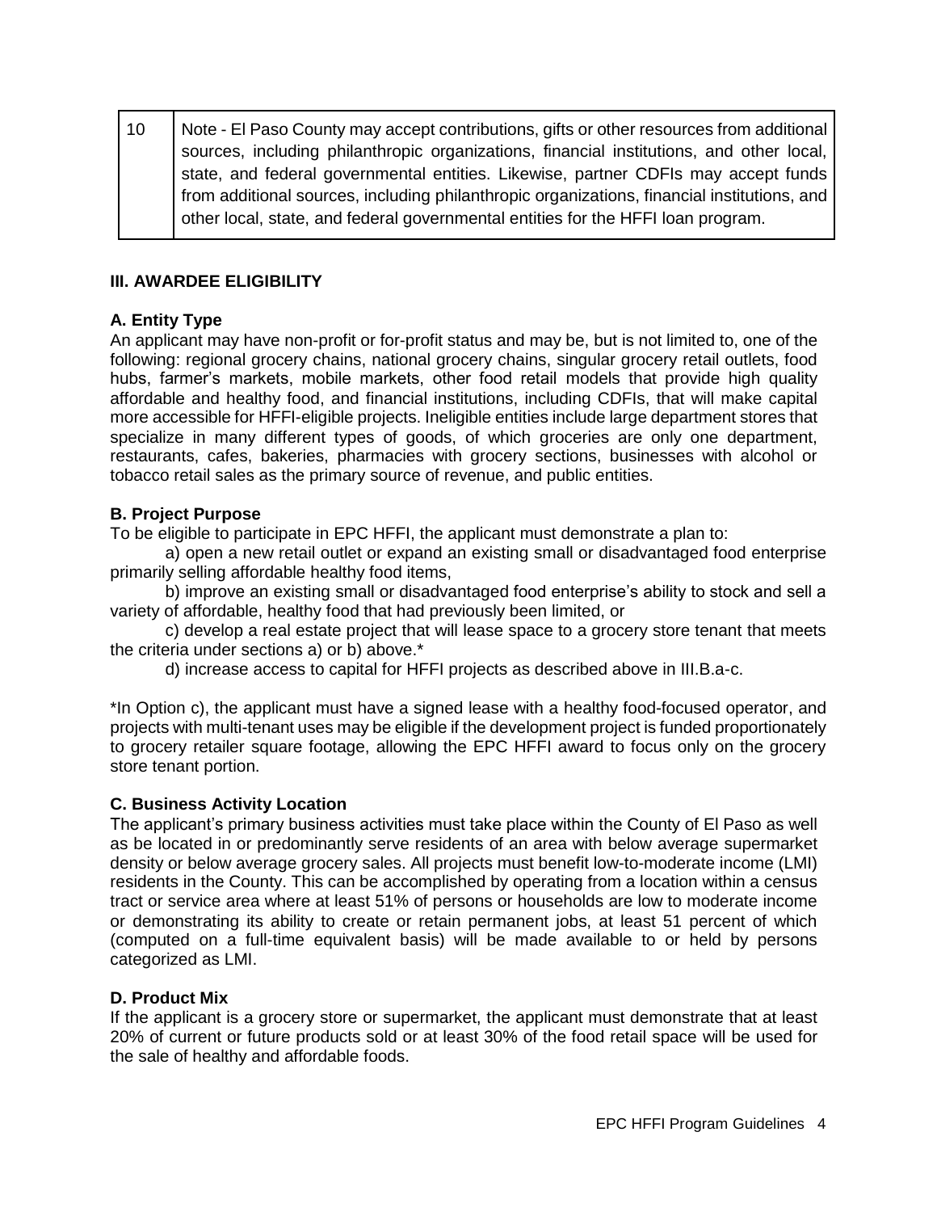| 10 | Note - El Paso County may accept contributions, gifts or other resources from additional sources, including philanthropic organizations, financial institutions, and other local, state, and federal governmental entities. Likewise, partner CDFIs may accept funds from additional sources, including philanthropic organizations, financial institutions, and other local, state, and federal governmental entities for the HFFI loan program. |
|---|---|

## III. AWARDEE ELIGIBILITY

### A. Entity Type

An applicant may have non-profit or for-profit status and may be, but is not limited to, one of the following: regional grocery chains, national grocery chains, singular grocery retail outlets, food hubs, farmer's markets, mobile markets, other food retail models that provide high quality affordable and healthy food, and financial institutions, including CDFIs, that will make capital more accessible for HFFI-eligible projects. Ineligible entities include large department stores that specialize in many different types of goods, of which groceries are only one department, restaurants, cafes, bakeries, pharmacies with grocery sections, businesses with alcohol or tobacco retail sales as the primary source of revenue, and public entities.

### B. Project Purpose

To be eligible to participate in EPC HFFI, the applicant must demonstrate a plan to:

a) open a new retail outlet or expand an existing small or disadvantaged food enterprise primarily selling affordable healthy food items,

b) improve an existing small or disadvantaged food enterprise's ability to stock and sell a variety of affordable, healthy food that had previously been limited, or

c) develop a real estate project that will lease space to a grocery store tenant that meets the criteria under sections a) or b) above.*

d) increase access to capital for HFFI projects as described above in III.B.a-c.

*In Option c), the applicant must have a signed lease with a healthy food-focused operator, and projects with multi-tenant uses may be eligible if the development project is funded proportionately to grocery retailer square footage, allowing the EPC HFFI award to focus only on the grocery store tenant portion.

### C. Business Activity Location

The applicant's primary business activities must take place within the County of El Paso as well as be located in or predominantly serve residents of an area with below average supermarket density or below average grocery sales. All projects must benefit low-to-moderate income (LMI) residents in the County. This can be accomplished by operating from a location within a census tract or service area where at least 51% of persons or households are low to moderate income or demonstrating its ability to create or retain permanent jobs, at least 51 percent of which (computed on a full-time equivalent basis) will be made available to or held by persons categorized as LMI.

### D. Product Mix

If the applicant is a grocery store or supermarket, the applicant must demonstrate that at least 20% of current or future products sold or at least 30% of the food retail space will be used for the sale of healthy and affordable foods.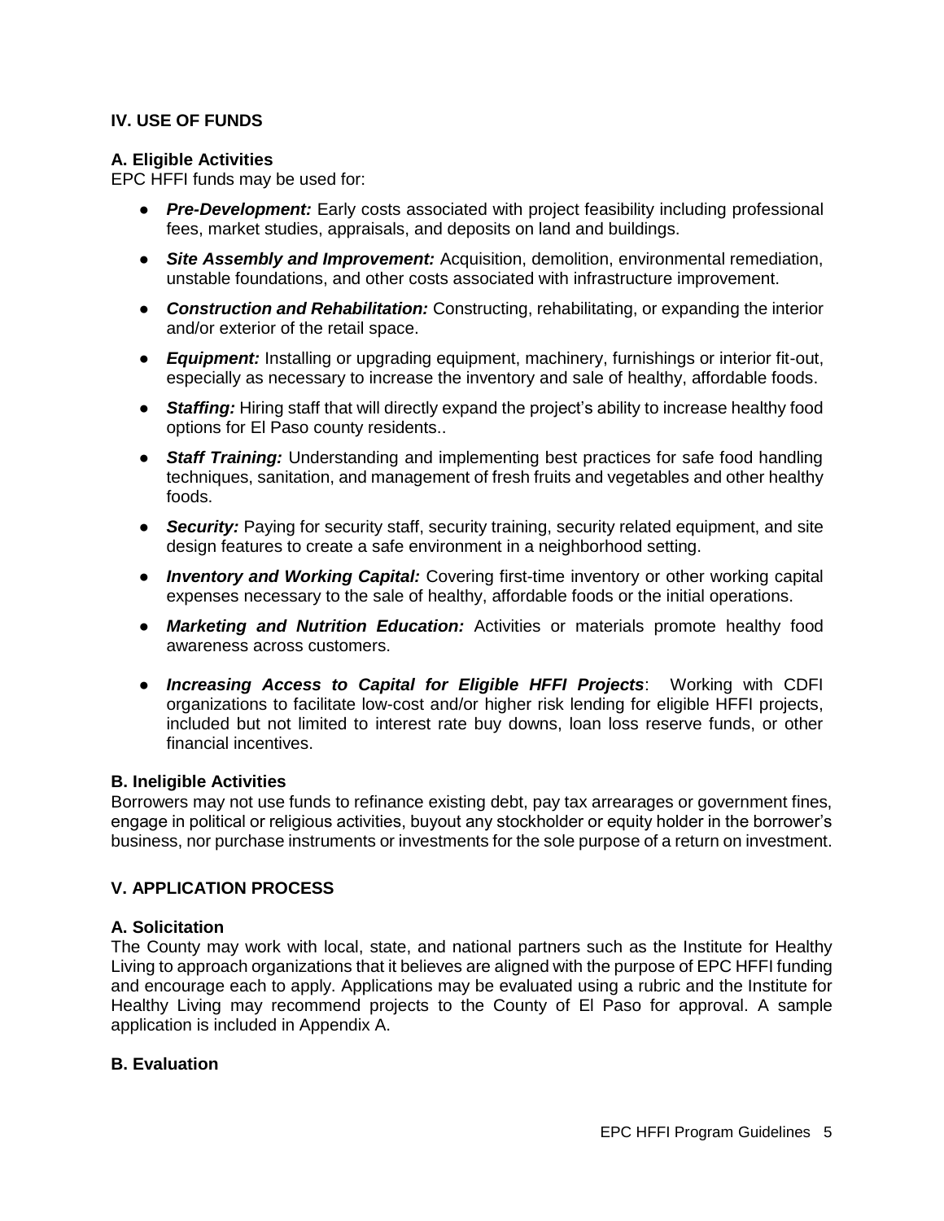## IV. USE OF FUNDS

### A. Eligible Activities

EPC HFFI funds may be used for:

- ***Pre-Development:*** Early costs associated with project feasibility including professional fees, market studies, appraisals, and deposits on land and buildings.
- ***Site Assembly and Improvement:*** Acquisition, demolition, environmental remediation, unstable foundations, and other costs associated with infrastructure improvement.
- ***Construction and Rehabilitation:*** Constructing, rehabilitating, or expanding the interior and/or exterior of the retail space.
- ***Equipment:*** Installing or upgrading equipment, machinery, furnishings or interior fit-out, especially as necessary to increase the inventory and sale of healthy, affordable foods.
- ***Staffing:*** Hiring staff that will directly expand the project's ability to increase healthy food options for El Paso county residents..
- ***Staff Training:*** Understanding and implementing best practices for safe food handling techniques, sanitation, and management of fresh fruits and vegetables and other healthy foods.
- ***Security:*** Paying for security staff, security training, security related equipment, and site design features to create a safe environment in a neighborhood setting.
- ***Inventory and Working Capital:*** Covering first-time inventory or other working capital expenses necessary to the sale of healthy, affordable foods or the initial operations.
- ***Marketing and Nutrition Education:*** Activities or materials promote healthy food awareness across customers.
- ***Increasing Access to Capital for Eligible HFFI Projects***: Working with CDFI organizations to facilitate low-cost and/or higher risk lending for eligible HFFI projects, included but not limited to interest rate buy downs, loan loss reserve funds, or other financial incentives.

### B. Ineligible Activities

Borrowers may not use funds to refinance existing debt, pay tax arrearages or government fines, engage in political or religious activities, buyout any stockholder or equity holder in the borrower's business, nor purchase instruments or investments for the sole purpose of a return on investment.

## V. APPLICATION PROCESS

### A. Solicitation

The County may work with local, state, and national partners such as the Institute for Healthy Living to approach organizations that it believes are aligned with the purpose of EPC HFFI funding and encourage each to apply. Applications may be evaluated using a rubric and the Institute for Healthy Living may recommend projects to the County of El Paso for approval. A sample application is included in Appendix A.

### B. Evaluation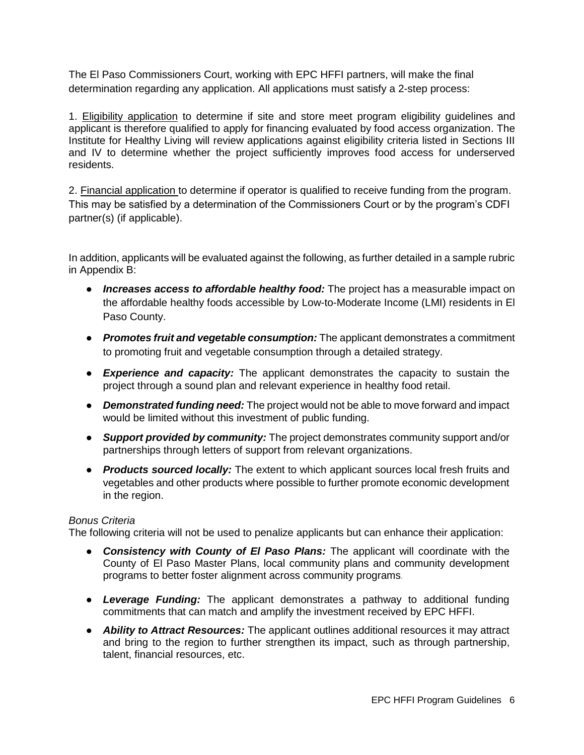The El Paso Commissioners Court, working with EPC HFFI partners, will make the final determination regarding any application. All applications must satisfy a 2-step process:

1. Eligibility application to determine if site and store meet program eligibility guidelines and applicant is therefore qualified to apply for financing evaluated by food access organization. The Institute for Healthy Living will review applications against eligibility criteria listed in Sections III and IV to determine whether the project sufficiently improves food access for underserved residents.

2. Financial application to determine if operator is qualified to receive funding from the program. This may be satisfied by a determination of the Commissioners Court or by the program's CDFI partner(s) (if applicable).

In addition, applicants will be evaluated against the following, as further detailed in a sample rubric in Appendix B:

- ***Increases access to affordable healthy food:*** The project has a measurable impact on the affordable healthy foods accessible by Low-to-Moderate Income (LMI) residents in El Paso County.
- ***Promotes fruit and vegetable consumption:*** The applicant demonstrates a commitment to promoting fruit and vegetable consumption through a detailed strategy.
- ***Experience and capacity:*** The applicant demonstrates the capacity to sustain the project through a sound plan and relevant experience in healthy food retail.
- ***Demonstrated funding need:*** The project would not be able to move forward and impact would be limited without this investment of public funding.
- ***Support provided by community:*** The project demonstrates community support and/or partnerships through letters of support from relevant organizations.
- ***Products sourced locally:*** The extent to which applicant sources local fresh fruits and vegetables and other products where possible to further promote economic development in the region.

*Bonus Criteria*

The following criteria will not be used to penalize applicants but can enhance their application:

- ***Consistency with County of El Paso Plans:*** The applicant will coordinate with the County of El Paso Master Plans, local community plans and community development programs to better foster alignment across community programs.
- ***Leverage Funding:*** The applicant demonstrates a pathway to additional funding commitments that can match and amplify the investment received by EPC HFFI.
- ***Ability to Attract Resources:*** The applicant outlines additional resources it may attract and bring to the region to further strengthen its impact, such as through partnership, talent, financial resources, etc.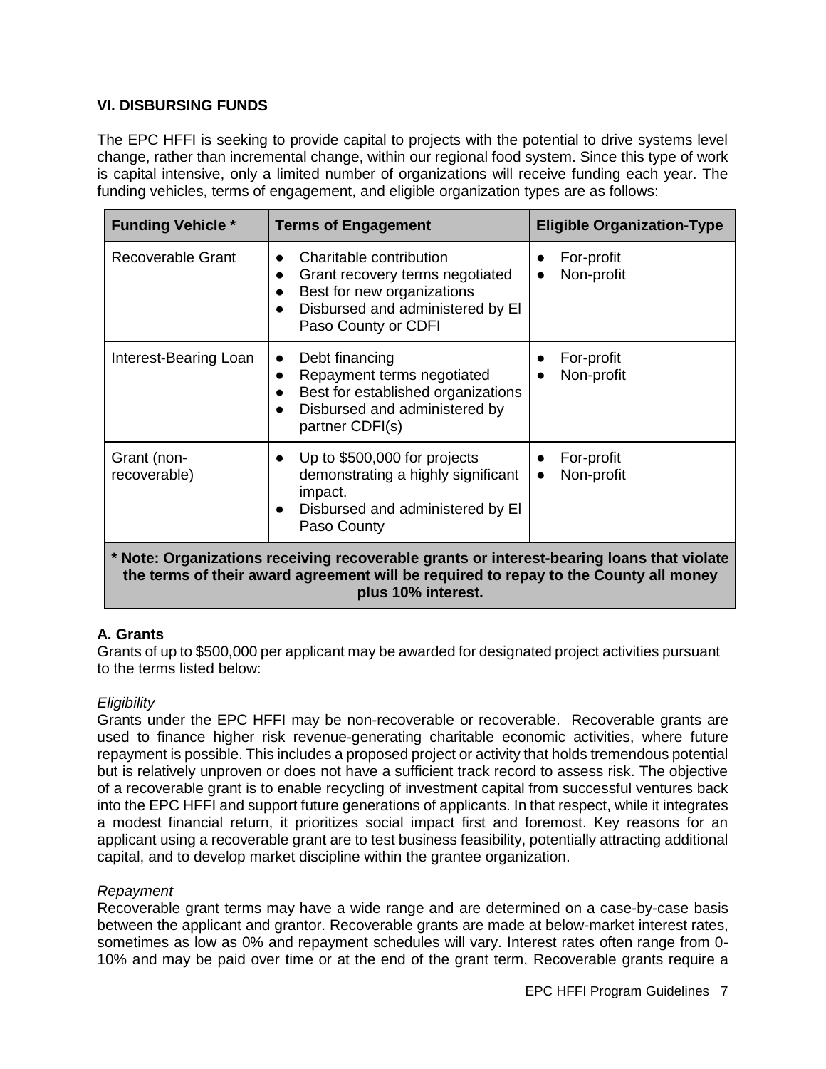## VI. DISBURSING FUNDS

The EPC HFFI is seeking to provide capital to projects with the potential to drive systems level change, rather than incremental change, within our regional food system. Since this type of work is capital intensive, only a limited number of organizations will receive funding each year. The funding vehicles, terms of engagement, and eligible organization types are as follows:

| Funding Vehicle * | Terms of Engagement | Eligible Organization-Type |
|---|---|---|
| Recoverable Grant | • Charitable contribution<br>• Grant recovery terms negotiated<br>• Best for new organizations<br>• Disbursed and administered by El Paso County or CDFI | • For-profit<br>• Non-profit |
| Interest-Bearing Loan | • Debt financing<br>• Repayment terms negotiated<br>• Best for established organizations<br>• Disbursed and administered by partner CDFI(s) | • For-profit<br>• Non-profit |
| Grant (non-recoverable) | • Up to $500,000 for projects demonstrating a highly significant impact.<br>• Disbursed and administered by El Paso County | • For-profit<br>• Non-profit |
| **\* Note: Organizations receiving recoverable grants or interest-bearing loans that violate the terms of their award agreement will be required to repay to the County all money plus 10% interest.** | | |

### A. Grants

Grants of up to $500,000 per applicant may be awarded for designated project activities pursuant to the terms listed below:

*Eligibility*

Grants under the EPC HFFI may be non-recoverable or recoverable. Recoverable grants are used to finance higher risk revenue-generating charitable economic activities, where future repayment is possible. This includes a proposed project or activity that holds tremendous potential but is relatively unproven or does not have a sufficient track record to assess risk. The objective of a recoverable grant is to enable recycling of investment capital from successful ventures back into the EPC HFFI and support future generations of applicants. In that respect, while it integrates a modest financial return, it prioritizes social impact first and foremost. Key reasons for an applicant using a recoverable grant are to test business feasibility, potentially attracting additional capital, and to develop market discipline within the grantee organization.

*Repayment*

Recoverable grant terms may have a wide range and are determined on a case-by-case basis between the applicant and grantor. Recoverable grants are made at below-market interest rates, sometimes as low as 0% and repayment schedules will vary. Interest rates often range from 0-10% and may be paid over time or at the end of the grant term. Recoverable grants require a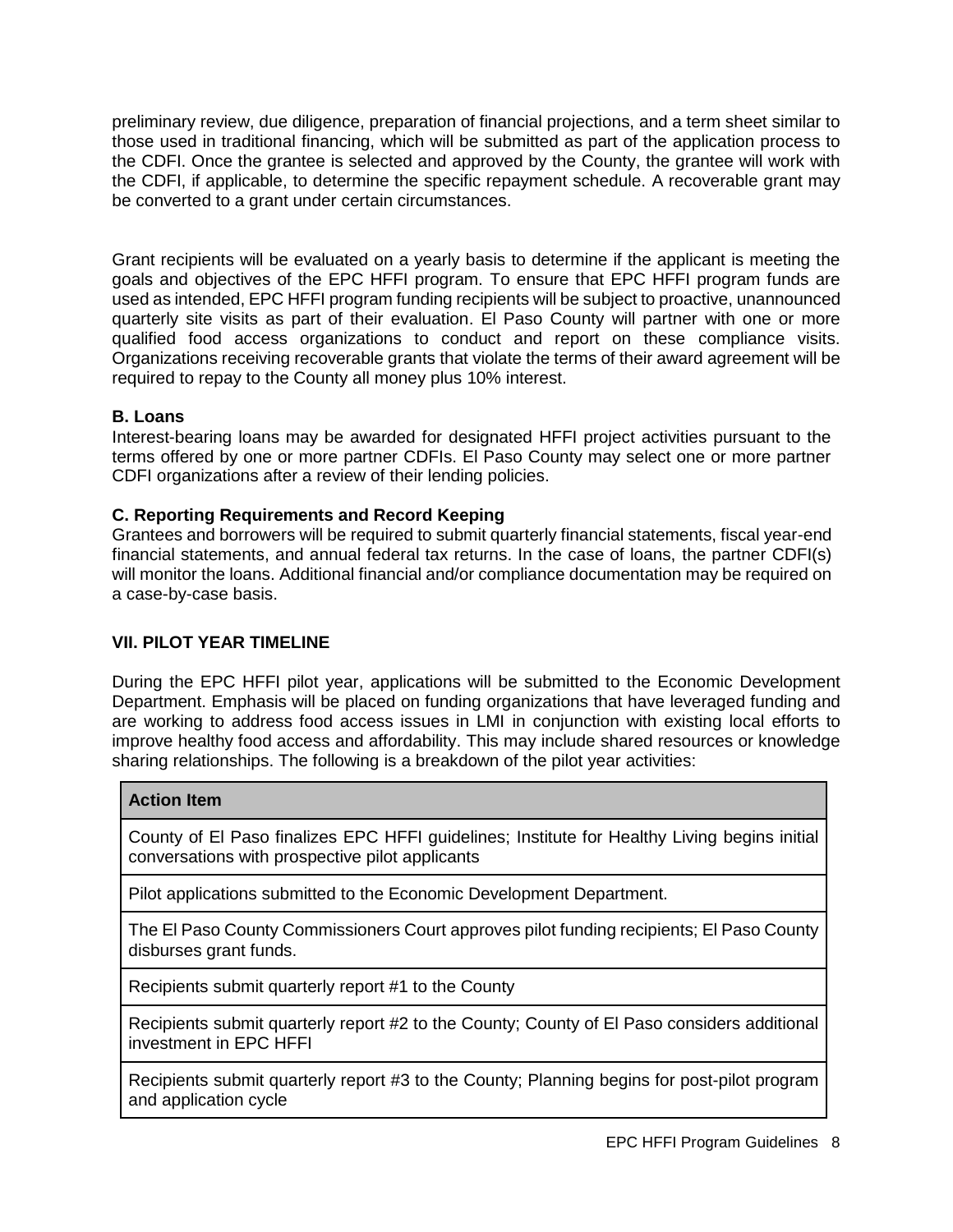preliminary review, due diligence, preparation of financial projections, and a term sheet similar to those used in traditional financing, which will be submitted as part of the application process to the CDFI. Once the grantee is selected and approved by the County, the grantee will work with the CDFI, if applicable, to determine the specific repayment schedule. A recoverable grant may be converted to a grant under certain circumstances.

Grant recipients will be evaluated on a yearly basis to determine if the applicant is meeting the goals and objectives of the EPC HFFI program. To ensure that EPC HFFI program funds are used as intended, EPC HFFI program funding recipients will be subject to proactive, unannounced quarterly site visits as part of their evaluation. El Paso County will partner with one or more qualified food access organizations to conduct and report on these compliance visits. Organizations receiving recoverable grants that violate the terms of their award agreement will be required to repay to the County all money plus 10% interest.

**B. Loans**

Interest-bearing loans may be awarded for designated HFFI project activities pursuant to the terms offered by one or more partner CDFIs. El Paso County may select one or more partner CDFI organizations after a review of their lending policies.

**C. Reporting Requirements and Record Keeping**

Grantees and borrowers will be required to submit quarterly financial statements, fiscal year-end financial statements, and annual federal tax returns. In the case of loans, the partner CDFI(s) will monitor the loans. Additional financial and/or compliance documentation may be required on a case-by-case basis.

## VII. PILOT YEAR TIMELINE

During the EPC HFFI pilot year, applications will be submitted to the Economic Development Department. Emphasis will be placed on funding organizations that have leveraged funding and are working to address food access issues in LMI in conjunction with existing local efforts to improve healthy food access and affordability. This may include shared resources or knowledge sharing relationships. The following is a breakdown of the pilot year activities:

| Action Item |
|---|
| County of El Paso finalizes EPC HFFI guidelines; Institute for Healthy Living begins initial conversations with prospective pilot applicants |
| Pilot applications submitted to the Economic Development Department. |
| The El Paso County Commissioners Court approves pilot funding recipients; El Paso County disburses grant funds. |
| Recipients submit quarterly report #1 to the County |
| Recipients submit quarterly report #2 to the County; County of El Paso considers additional investment in EPC HFFI |
| Recipients submit quarterly report #3 to the County; Planning begins for post-pilot program and application cycle |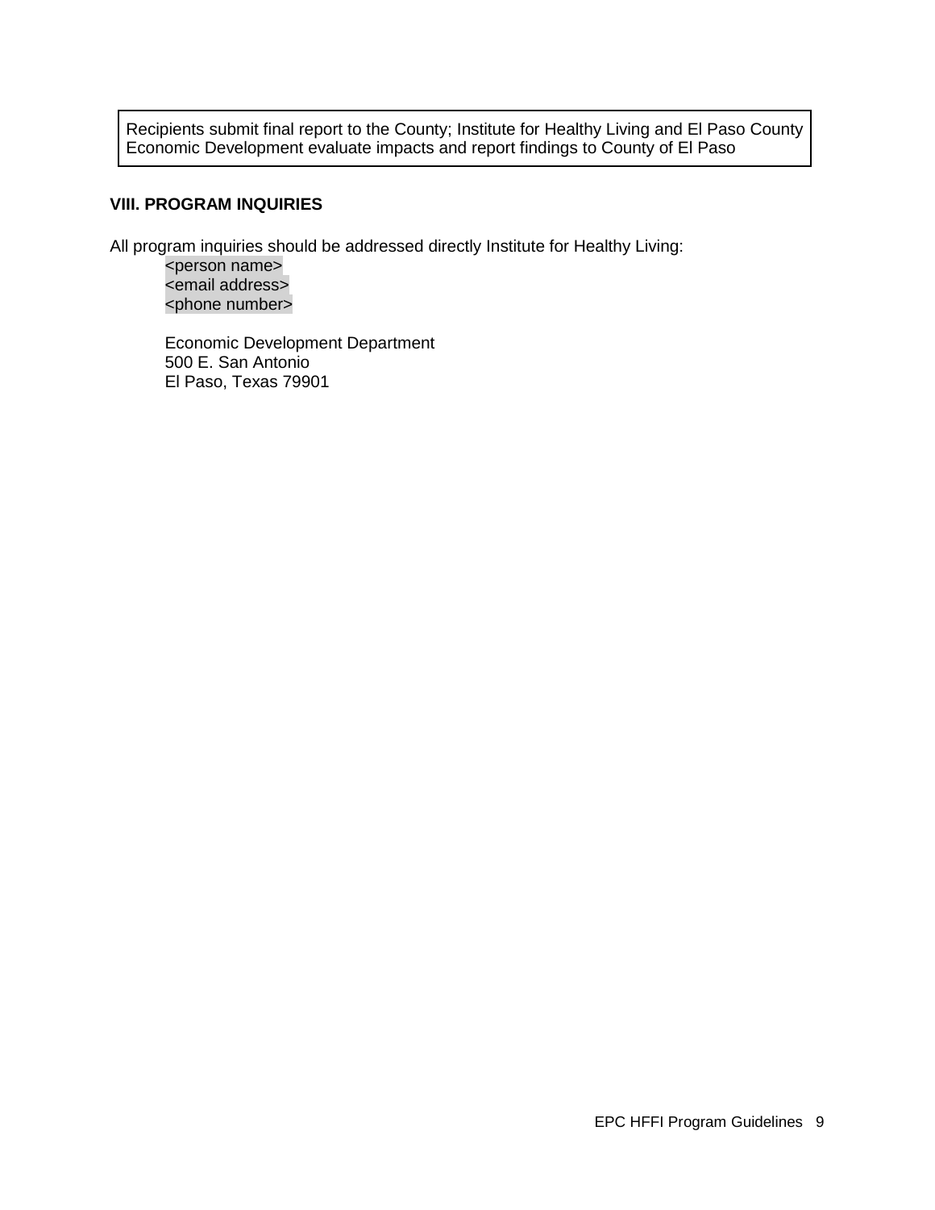Recipients submit final report to the County; Institute for Healthy Living and El Paso County Economic Development evaluate impacts and report findings to County of El Paso

### VIII. PROGRAM INQUIRIES

All program inquiries should be addressed directly Institute for Healthy Living:

<person name>
<email address>
<phone number>

Economic Development Department
500 E. San Antonio
El Paso, Texas 79901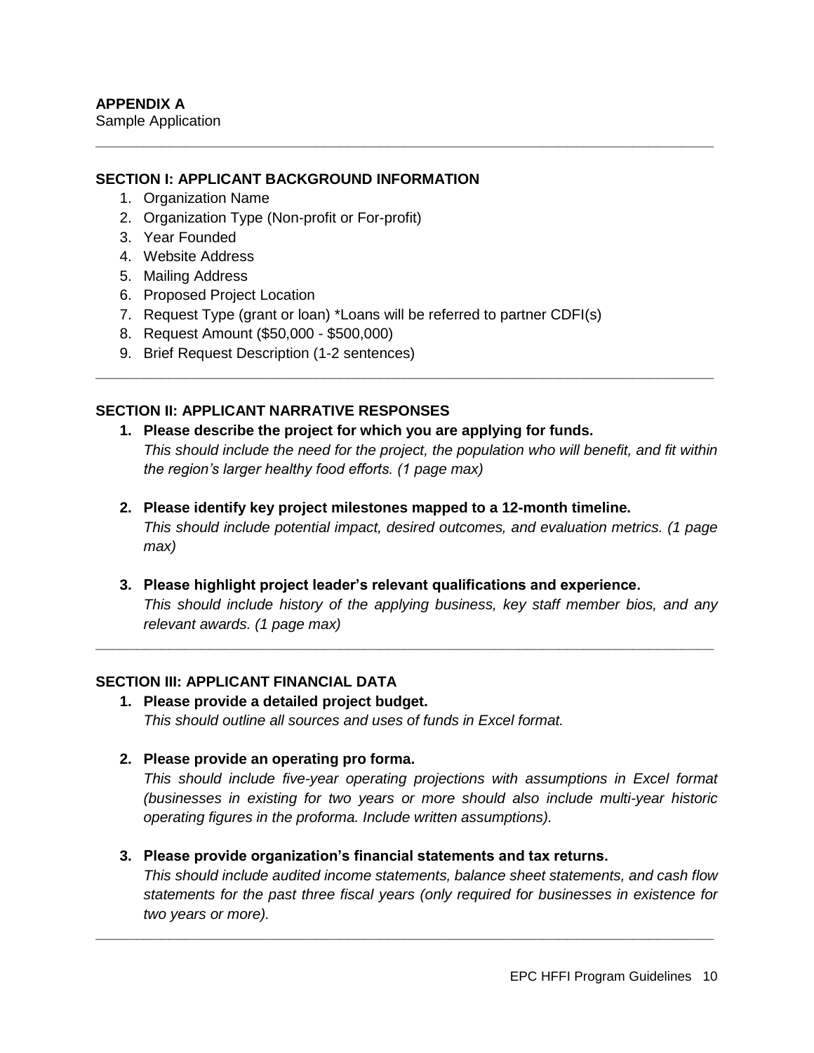**APPENDIX A**
Sample Application

---

### SECTION I: APPLICANT BACKGROUND INFORMATION

1. Organization Name
2. Organization Type (Non-profit or For-profit)
3. Year Founded
4. Website Address
5. Mailing Address
6. Proposed Project Location
7. Request Type (grant or loan) *Loans will be referred to partner CDFI(s)
8. Request Amount ($50,000 - $500,000)
9. Brief Request Description (1-2 sentences)

---

### SECTION II: APPLICANT NARRATIVE RESPONSES

1. **Please describe the project for which you are applying for funds.**
   *This should include the need for the project, the population who will benefit, and fit within the region's larger healthy food efforts. (1 page max)*

2. **Please identify key project milestones mapped to a 12-month timeline.**
   *This should include potential impact, desired outcomes, and evaluation metrics. (1 page max)*

3. **Please highlight project leader's relevant qualifications and experience.**
   *This should include history of the applying business, key staff member bios, and any relevant awards. (1 page max)*

---

### SECTION III: APPLICANT FINANCIAL DATA

1. **Please provide a detailed project budget.**
   *This should outline all sources and uses of funds in Excel format.*

2. **Please provide an operating pro forma.**
   *This should include five-year operating projections with assumptions in Excel format (businesses in existing for two years or more should also include multi-year historic operating figures in the proforma. Include written assumptions).*

3. **Please provide organization's financial statements and tax returns.**
   *This should include audited income statements, balance sheet statements, and cash flow statements for the past three fiscal years (only required for businesses in existence for two years or more).*

---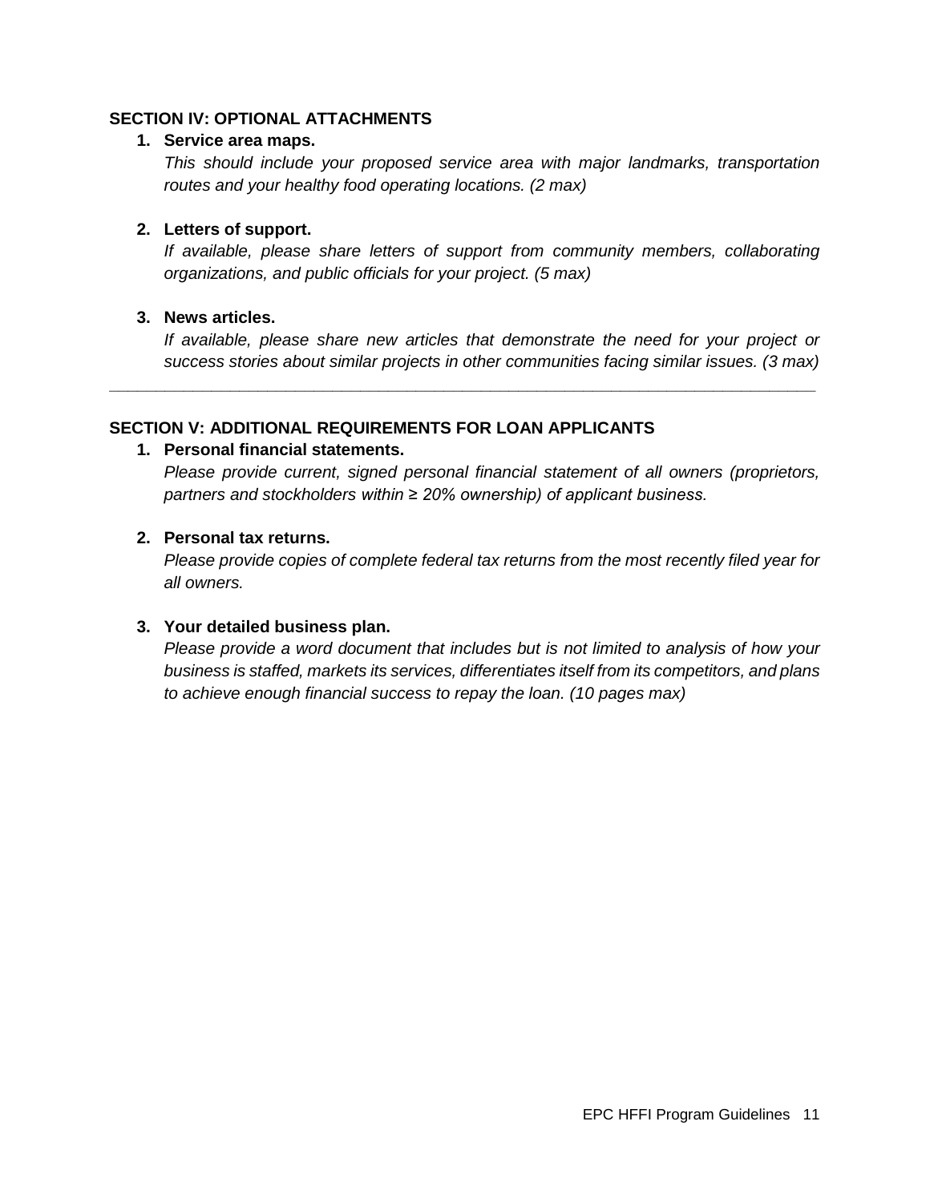## SECTION IV: OPTIONAL ATTACHMENTS

1. **Service area maps.**
   *This should include your proposed service area with major landmarks, transportation routes and your healthy food operating locations. (2 max)*

2. **Letters of support.**
   *If available, please share letters of support from community members, collaborating organizations, and public officials for your project. (5 max)*

3. **News articles.**
   *If available, please share new articles that demonstrate the need for your project or success stories about similar projects in other communities facing similar issues. (3 max)*

---

## SECTION V: ADDITIONAL REQUIREMENTS FOR LOAN APPLICANTS

1. **Personal financial statements.**
   *Please provide current, signed personal financial statement of all owners (proprietors, partners and stockholders within ≥ 20% ownership) of applicant business.*

2. **Personal tax returns.**
   *Please provide copies of complete federal tax returns from the most recently filed year for all owners.*

3. **Your detailed business plan.**
   *Please provide a word document that includes but is not limited to analysis of how your business is staffed, markets its services, differentiates itself from its competitors, and plans to achieve enough financial success to repay the loan. (10 pages max)*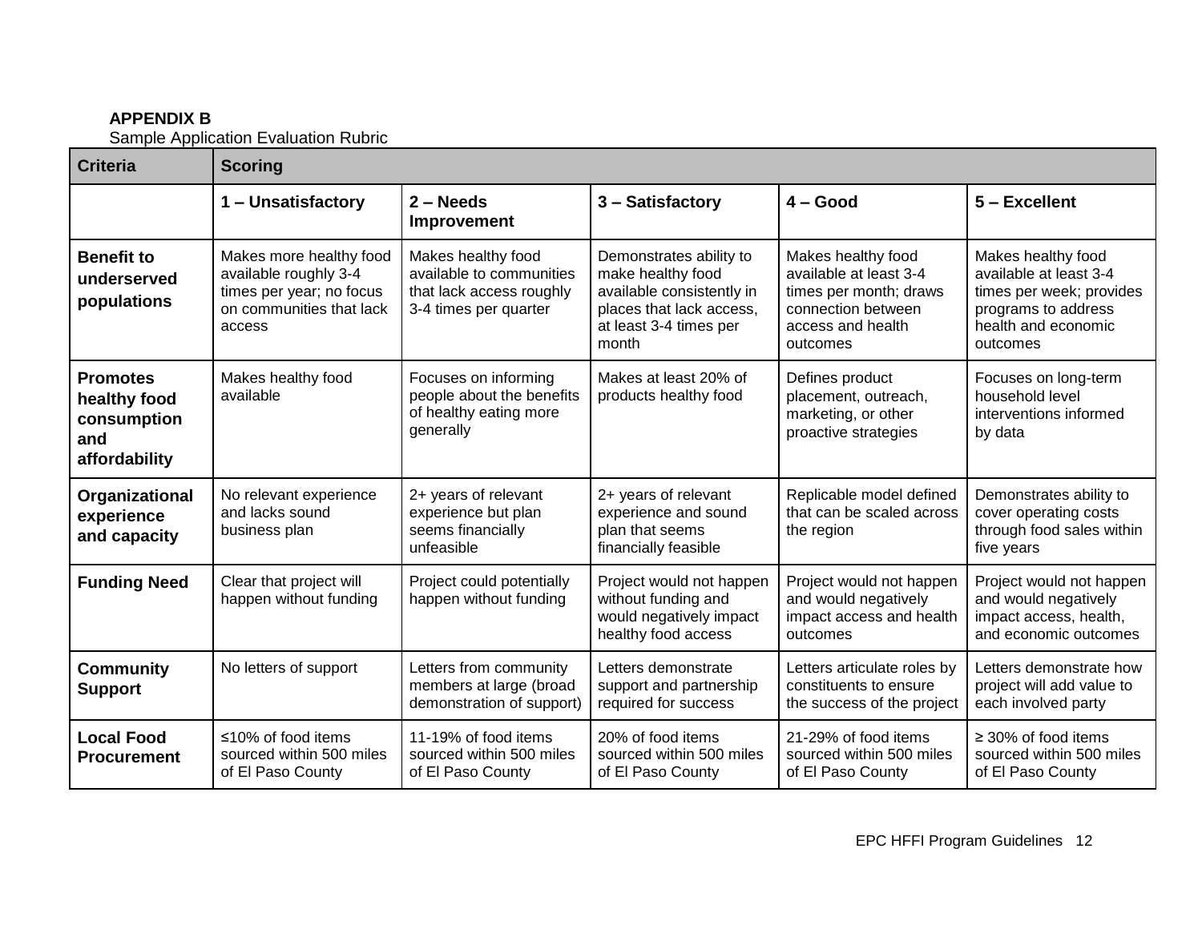**APPENDIX B**
Sample Application Evaluation Rubric

| Criteria | Scoring | | | | |
|---|---|---|---|---|---|
| | **1 – Unsatisfactory** | **2 – Needs Improvement** | **3 – Satisfactory** | **4 – Good** | **5 – Excellent** |
| **Benefit to underserved populations** | Makes more healthy food available roughly 3-4 times per year; no focus on communities that lack access | Makes healthy food available to communities that lack access roughly 3-4 times per quarter | Demonstrates ability to make healthy food available consistently in places that lack access, at least 3-4 times per month | Makes healthy food available at least 3-4 times per month; draws connection between access and health outcomes | Makes healthy food available at least 3-4 times per week; provides programs to address health and economic outcomes |
| **Promotes healthy food consumption and affordability** | Makes healthy food available | Focuses on informing people about the benefits of healthy eating more generally | Makes at least 20% of products healthy food | Defines product placement, outreach, marketing, or other proactive strategies | Focuses on long-term household level interventions informed by data |
| **Organizational experience and capacity** | No relevant experience and lacks sound business plan | 2+ years of relevant experience but plan seems financially unfeasible | 2+ years of relevant experience and sound plan that seems financially feasible | Replicable model defined that can be scaled across the region | Demonstrates ability to cover operating costs through food sales within five years |
| **Funding Need** | Clear that project will happen without funding | Project could potentially happen without funding | Project would not happen without funding and would negatively impact healthy food access | Project would not happen and would negatively impact access and health outcomes | Project would not happen and would negatively impact access, health, and economic outcomes |
| **Community Support** | No letters of support | Letters from community members at large (broad demonstration of support) | Letters demonstrate support and partnership required for success | Letters articulate roles by constituents to ensure the success of the project | Letters demonstrate how project will add value to each involved party |
| **Local Food Procurement** | ≤10% of food items sourced within 500 miles of El Paso County | 11-19% of food items sourced within 500 miles of El Paso County | 20% of food items sourced within 500 miles of El Paso County | 21-29% of food items sourced within 500 miles of El Paso County | ≥ 30% of food items sourced within 500 miles of El Paso County |